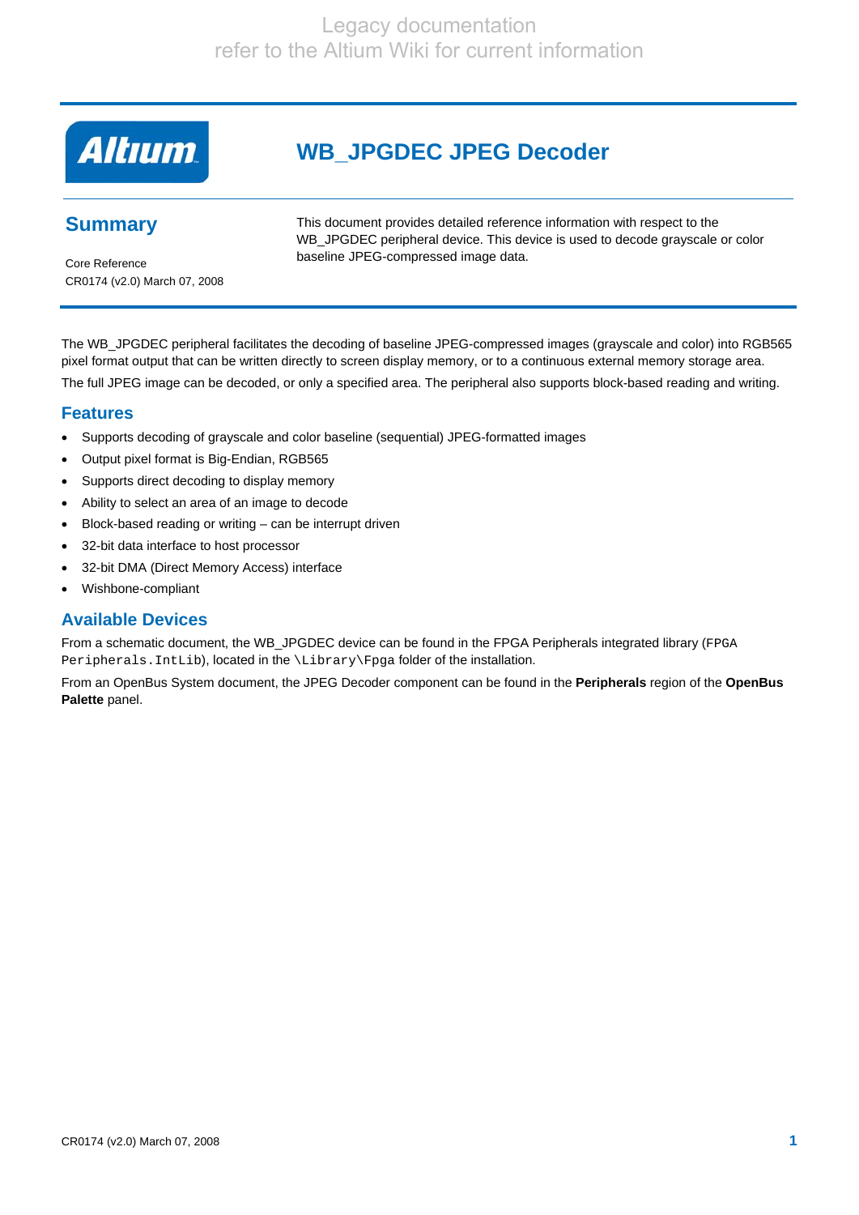Legacy documentation
refer to the Altium Wiki for current information

# WB_JPGDEC JPEG Decoder

## Summary

Core Reference
CR0174 (v2.0) March 07, 2008

This document provides detailed reference information with respect to the WB_JPGDEC peripheral device. This device is used to decode grayscale or color baseline JPEG-compressed image data.

The WB_JPGDEC peripheral facilitates the decoding of baseline JPEG-compressed images (grayscale and color) into RGB565 pixel format output that can be written directly to screen display memory, or to a continuous external memory storage area.

The full JPEG image can be decoded, or only a specified area. The peripheral also supports block-based reading and writing.

## Features

- Supports decoding of grayscale and color baseline (sequential) JPEG-formatted images
- Output pixel format is Big-Endian, RGB565
- Supports direct decoding to display memory
- Ability to select an area of an image to decode
- Block-based reading or writing – can be interrupt driven
- 32-bit data interface to host processor
- 32-bit DMA (Direct Memory Access) interface
- Wishbone-compliant

## Available Devices

From a schematic document, the WB_JPGDEC device can be found in the FPGA Peripherals integrated library (`FPGA Peripherals.IntLib`), located in the `\Library\Fpga` folder of the installation.

From an OpenBus System document, the JPEG Decoder component can be found in the **Peripherals** region of the **OpenBus Palette** panel.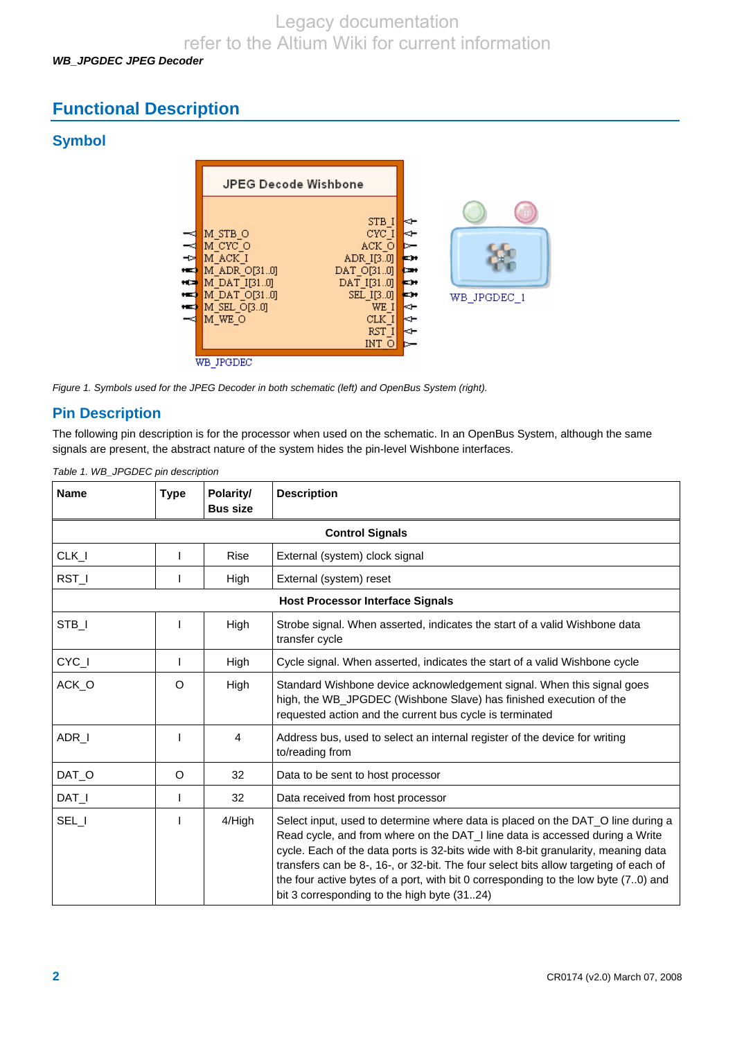## Functional Description

### Symbol

*Figure 1. Symbols used for the JPEG Decoder in both schematic (left) and OpenBus System (right).*

### Pin Description

The following pin description is for the processor when used on the schematic. In an OpenBus System, although the same signals are present, the abstract nature of the system hides the pin-level Wishbone interfaces.

*Table 1. WB_JPGDEC pin description*

| Name | Type | Polarity/ Bus size | Description |
|---|---|---|---|
| **Control Signals** | | | |
| CLK_I | I | Rise | External (system) clock signal |
| RST_I | I | High | External (system) reset |
| **Host Processor Interface Signals** | | | |
| STB_I | I | High | Strobe signal. When asserted, indicates the start of a valid Wishbone data transfer cycle |
| CYC_I | I | High | Cycle signal. When asserted, indicates the start of a valid Wishbone cycle |
| ACK_O | O | High | Standard Wishbone device acknowledgement signal. When this signal goes high, the WB_JPGDEC (Wishbone Slave) has finished execution of the requested action and the current bus cycle is terminated |
| ADR_I | I | 4 | Address bus, used to select an internal register of the device for writing to/reading from |
| DAT_O | O | 32 | Data to be sent to host processor |
| DAT_I | I | 32 | Data received from host processor |
| SEL_I | I | 4/High | Select input, used to determine where data is placed on the DAT_O line during a Read cycle, and from where on the DAT_I line data is accessed during a Write cycle. Each of the data ports is 32-bits wide with 8-bit granularity, meaning data transfers can be 8-, 16-, or 32-bit. The four select bits allow targeting of each of the four active bytes of a port, with bit 0 corresponding to the low byte (7..0) and bit 3 corresponding to the high byte (31..24) |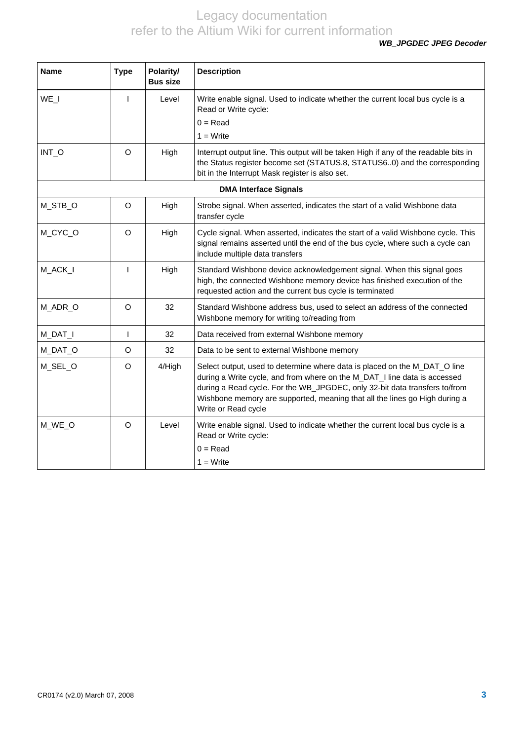| Name | Type | Polarity/ Bus size | Description |
|---|---|---|---|
| WE_I | I | Level | Write enable signal. Used to indicate whether the current local bus cycle is a Read or Write cycle:<br>0 = Read<br>1 = Write |
| INT_O | O | High | Interrupt output line. This output will be taken High if any of the readable bits in the Status register become set (STATUS.8, STATUS6..0) and the corresponding bit in the Interrupt Mask register is also set. |
| **DMA Interface Signals** | | | |
| M_STB_O | O | High | Strobe signal. When asserted, indicates the start of a valid Wishbone data transfer cycle |
| M_CYC_O | O | High | Cycle signal. When asserted, indicates the start of a valid Wishbone cycle. This signal remains asserted until the end of the bus cycle, where such a cycle can include multiple data transfers |
| M_ACK_I | I | High | Standard Wishbone device acknowledgement signal. When this signal goes high, the connected Wishbone memory device has finished execution of the requested action and the current bus cycle is terminated |
| M_ADR_O | O | 32 | Standard Wishbone address bus, used to select an address of the connected Wishbone memory for writing to/reading from |
| M_DAT_I | I | 32 | Data received from external Wishbone memory |
| M_DAT_O | O | 32 | Data to be sent to external Wishbone memory |
| M_SEL_O | O | 4/High | Select output, used to determine where data is placed on the M_DAT_O line during a Write cycle, and from where on the M_DAT_I line data is accessed during a Read cycle. For the WB_JPGDEC, only 32-bit data transfers to/from Wishbone memory are supported, meaning that all the lines go High during a Write or Read cycle |
| M_WE_O | O | Level | Write enable signal. Used to indicate whether the current local bus cycle is a Read or Write cycle:<br>0 = Read<br>1 = Write |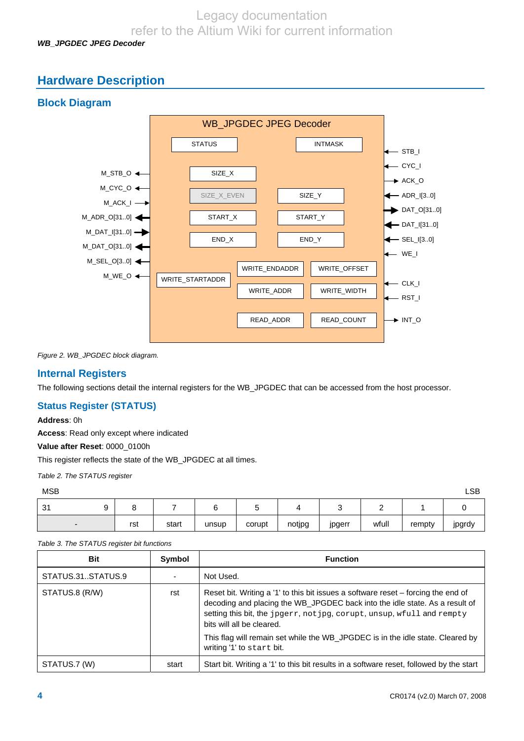## Hardware Description

### Block Diagram

*Figure 2. WB_JPGDEC block diagram.*

### Internal Registers

The following sections detail the internal registers for the WB_JPGDEC that can be accessed from the host processor.

### Status Register (STATUS)

**Address**: 0h

**Access**: Read only except where indicated

**Value after Reset**: 0000_0100h

This register reflects the state of the WB_JPGDEC at all times.

*Table 2. The STATUS register*

| 31 ... 9 | 8 | 7 | 6 | 5 | 4 | 3 | 2 | 1 | 0 |
|---|---|---|---|---|---|---|---|---|---|
| - | rst | start | unsup | corupt | notjpg | jpgerr | wfull | rempty | jpgrdy |

*Table 3. The STATUS register bit functions*

| Bit | Symbol | Function |
|---|---|---|
| STATUS.31..STATUS.9 | - | Not Used. |
| STATUS.8 (R/W) | rst | Reset bit. Writing a '1' to this bit issues a software reset – forcing the end of decoding and placing the WB_JPGDEC back into the idle state. As a result of setting this bit, the `jpgerr`, `notjpg`, `corupt`, `unsup`, `wfull` and `rempty` bits will all be cleared. This flag will remain set while the WB_JPGDEC is in the idle state. Cleared by writing '1' to `start` bit. |
| STATUS.7 (W) | start | Start bit. Writing a '1' to this bit results in a software reset, followed by the start |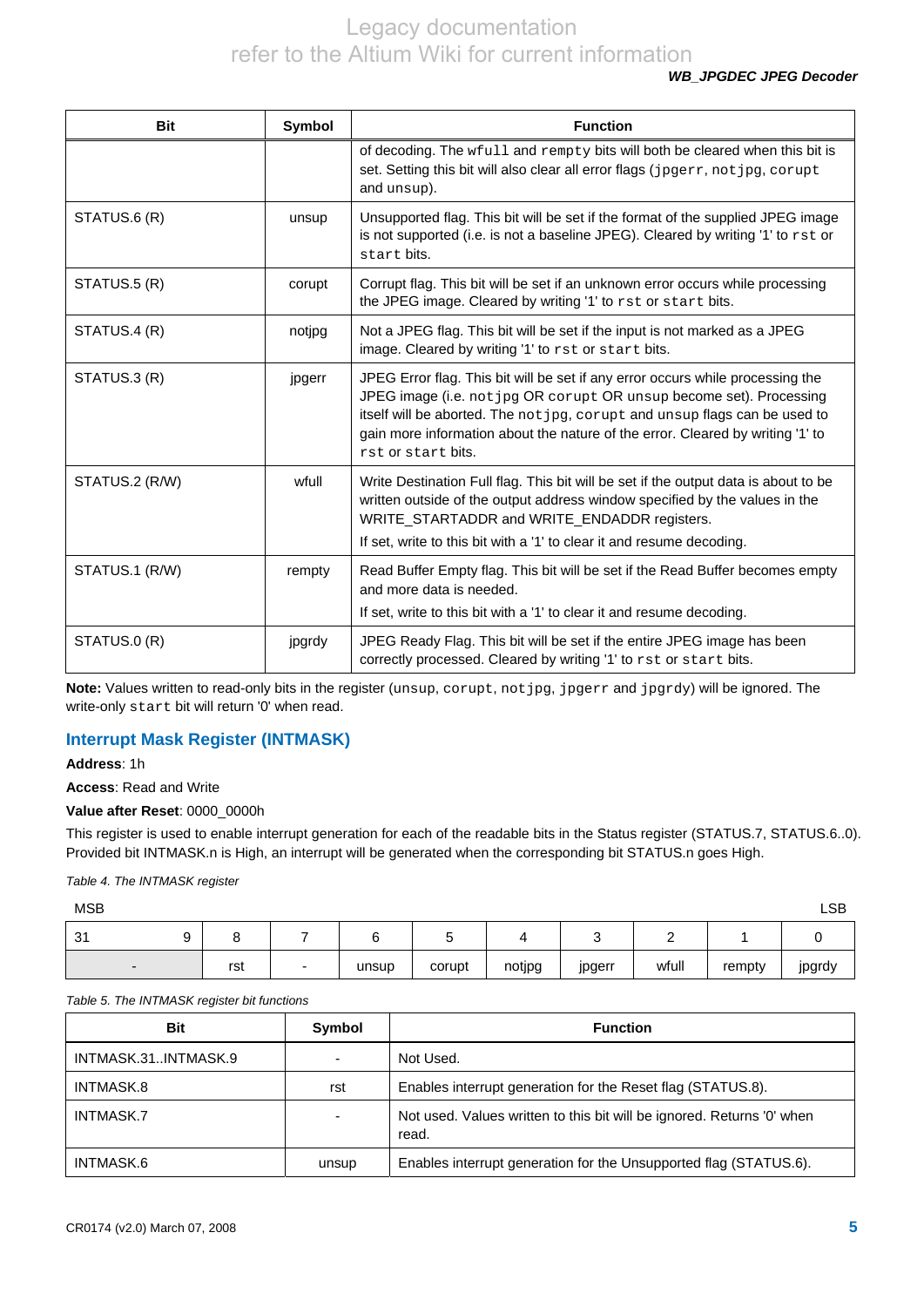| Bit | Symbol | Function |
|---|---|---|
| | | of decoding. The `wfull` and `rempty` bits will both be cleared when this bit is set. Setting this bit will also clear all error flags (`jpgerr`, `notjpg`, `corupt` and `unsup`). |
| STATUS.6 (R) | unsup | Unsupported flag. This bit will be set if the format of the supplied JPEG image is not supported (i.e. is not a baseline JPEG). Cleared by writing '1' to `rst` or `start` bits. |
| STATUS.5 (R) | corupt | Corrupt flag. This bit will be set if an unknown error occurs while processing the JPEG image. Cleared by writing '1' to `rst` or `start` bits. |
| STATUS.4 (R) | notjpg | Not a JPEG flag. This bit will be set if the input is not marked as a JPEG image. Cleared by writing '1' to `rst` or `start` bits. |
| STATUS.3 (R) | jpgerr | JPEG Error flag. This bit will be set if any error occurs while processing the JPEG image (i.e. `notjpg` OR `corupt` OR `unsup` become set). Processing itself will be aborted. The `notjpg`, `corupt` and `unsup` flags can be used to gain more information about the nature of the error. Cleared by writing '1' to `rst` or `start` bits. |
| STATUS.2 (R/W) | wfull | Write Destination Full flag. This bit will be set if the output data is about to be written outside of the output address window specified by the values in the WRITE_STARTADDR and WRITE_ENDADDR registers. If set, write to this bit with a '1' to clear it and resume decoding. |
| STATUS.1 (R/W) | rempty | Read Buffer Empty flag. This bit will be set if the Read Buffer becomes empty and more data is needed. If set, write to this bit with a '1' to clear it and resume decoding. |
| STATUS.0 (R) | jpgrdy | JPEG Ready Flag. This bit will be set if the entire JPEG image has been correctly processed. Cleared by writing '1' to `rst` or `start` bits. |

**Note:** Values written to read-only bits in the register (`unsup`, `corupt`, `notjpg`, `jpgerr` and `jpgrdy`) will be ignored. The write-only `start` bit will return '0' when read.

## Interrupt Mask Register (INTMASK)

**Address**: 1h

**Access**: Read and Write

**Value after Reset**: 0000_0000h

This register is used to enable interrupt generation for each of the readable bits in the Status register (STATUS.7, STATUS.6..0). Provided bit INTMASK.n is High, an interrupt will be generated when the corresponding bit STATUS.n goes High.

*Table 4. The INTMASK register*

| 31 ... 9 (MSB) | 8 | 7 | 6 | 5 | 4 | 3 | 2 | 1 | 0 (LSB) |
|---|---|---|---|---|---|---|---|---|---|
| - | rst | - | unsup | corupt | notjpg | jpgerr | wfull | rempty | jpgrdy |

*Table 5. The INTMASK register bit functions*

| Bit | Symbol | Function |
|---|---|---|
| INTMASK.31..INTMASK.9 | - | Not Used. |
| INTMASK.8 | rst | Enables interrupt generation for the Reset flag (STATUS.8). |
| INTMASK.7 | - | Not used. Values written to this bit will be ignored. Returns '0' when read. |
| INTMASK.6 | unsup | Enables interrupt generation for the Unsupported flag (STATUS.6). |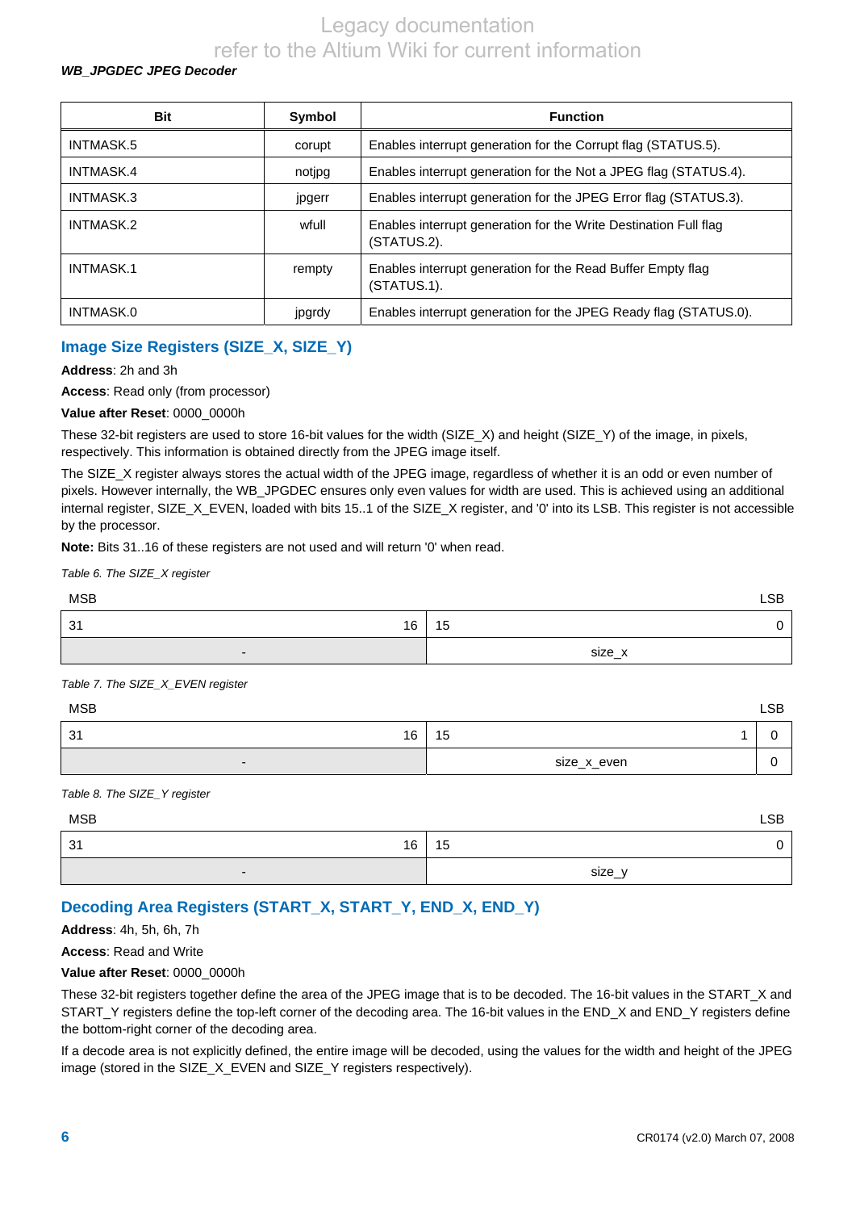| Bit | Symbol | Function |
|---|---|---|
| INTMASK.5 | corupt | Enables interrupt generation for the Corrupt flag (STATUS.5). |
| INTMASK.4 | notjpg | Enables interrupt generation for the Not a JPEG flag (STATUS.4). |
| INTMASK.3 | jpgerr | Enables interrupt generation for the JPEG Error flag (STATUS.3). |
| INTMASK.2 | wfull | Enables interrupt generation for the Write Destination Full flag (STATUS.2). |
| INTMASK.1 | rempty | Enables interrupt generation for the Read Buffer Empty flag (STATUS.1). |
| INTMASK.0 | jpgrdy | Enables interrupt generation for the JPEG Ready flag (STATUS.0). |

## Image Size Registers (SIZE_X, SIZE_Y)

**Address**: 2h and 3h

**Access**: Read only (from processor)

**Value after Reset**: 0000_0000h

These 32-bit registers are used to store 16-bit values for the width (SIZE_X) and height (SIZE_Y) of the image, in pixels, respectively. This information is obtained directly from the JPEG image itself.

The SIZE_X register always stores the actual width of the JPEG image, regardless of whether it is an odd or even number of pixels. However internally, the WB_JPGDEC ensures only even values for width are used. This is achieved using an additional internal register, SIZE_X_EVEN, loaded with bits 15..1 of the SIZE_X register, and '0' into its LSB. This register is not accessible by the processor.

**Note:** Bits 31..16 of these registers are not used and will return '0' when read.

*Table 6. The SIZE_X register*

MSB ... LSB

| 31 ... 16 | 15 ... 0 |
|---|---|
| - | size_x |

*Table 7. The SIZE_X_EVEN register*

MSB ... LSB

| 31 ... 16 | 15 ... 1 | 0 |
|---|---|---|
| - | size_x_even | 0 |

*Table 8. The SIZE_Y register*

MSB ... LSB

| 31 ... 16 | 15 ... 0 |
|---|---|
| - | size_y |

## Decoding Area Registers (START_X, START_Y, END_X, END_Y)

**Address**: 4h, 5h, 6h, 7h

**Access**: Read and Write

**Value after Reset**: 0000_0000h

These 32-bit registers together define the area of the JPEG image that is to be decoded. The 16-bit values in the START_X and START_Y registers define the top-left corner of the decoding area. The 16-bit values in the END_X and END_Y registers define the bottom-right corner of the decoding area.

If a decode area is not explicitly defined, the entire image will be decoded, using the values for the width and height of the JPEG image (stored in the SIZE_X_EVEN and SIZE_Y registers respectively).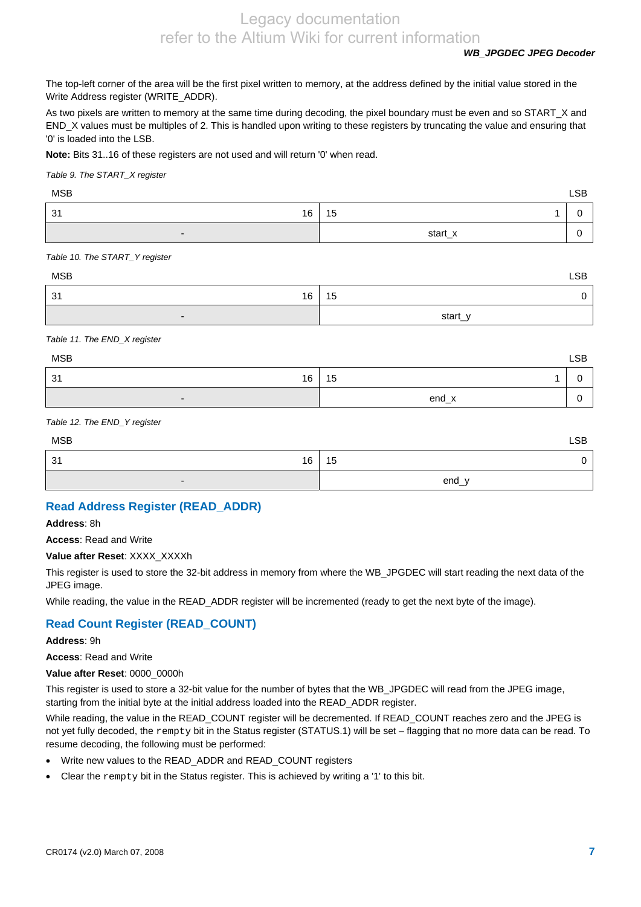The top-left corner of the area will be the first pixel written to memory, at the address defined by the initial value stored in the Write Address register (WRITE_ADDR).

As two pixels are written to memory at the same time during decoding, the pixel boundary must be even and so START_X and END_X values must be multiples of 2. This is handled upon writing to these registers by truncating the value and ensuring that '0' is loaded into the LSB.

**Note:** Bits 31..16 of these registers are not used and will return '0' when read.

*Table 9. The START_X register*

| MSB 31 | 16 | 15 | 1 | 0 LSB |
|---|---|---|---|---|
| - | | start_x | | 0 |

*Table 10. The START_Y register*

| MSB 31 | 16 | 15 | 0 LSB |
|---|---|---|---|
| - | | start_y | |

*Table 11. The END_X register*

| MSB 31 | 16 | 15 | 1 | 0 LSB |
|---|---|---|---|---|
| - | | end_x | | 0 |

*Table 12. The END_Y register*

| MSB 31 | 16 | 15 | 0 LSB |
|---|---|---|---|
| - | | end_y | |

## Read Address Register (READ_ADDR)

**Address**: 8h

**Access**: Read and Write

**Value after Reset**: XXXX_XXXXh

This register is used to store the 32-bit address in memory from where the WB_JPGDEC will start reading the next data of the JPEG image.

While reading, the value in the READ_ADDR register will be incremented (ready to get the next byte of the image).

## Read Count Register (READ_COUNT)

**Address**: 9h

**Access**: Read and Write

**Value after Reset**: 0000_0000h

This register is used to store a 32-bit value for the number of bytes that the WB_JPGDEC will read from the JPEG image, starting from the initial byte at the initial address loaded into the READ_ADDR register.

While reading, the value in the READ_COUNT register will be decremented. If READ_COUNT reaches zero and the JPEG is not yet fully decoded, the `rempty` bit in the Status register (STATUS.1) will be set – flagging that no more data can be read. To resume decoding, the following must be performed:

- Write new values to the READ_ADDR and READ_COUNT registers
- Clear the `rempty` bit in the Status register. This is achieved by writing a '1' to this bit.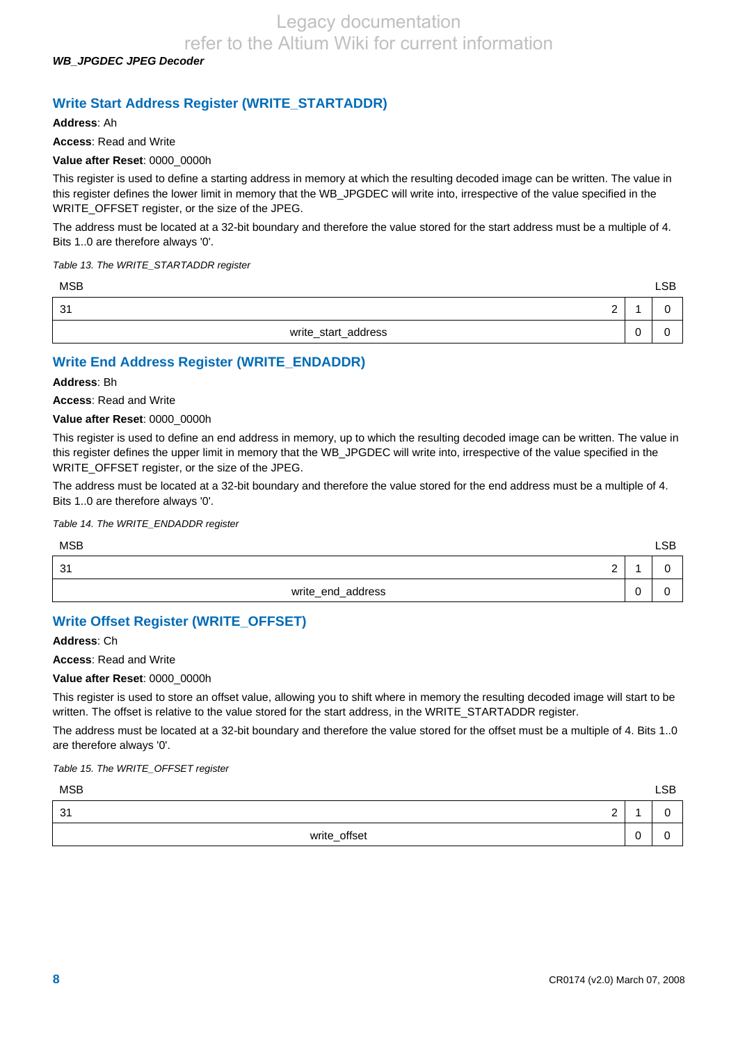## Write Start Address Register (WRITE_STARTADDR)

**Address**: Ah

**Access**: Read and Write

**Value after Reset**: 0000_0000h

This register is used to define a starting address in memory at which the resulting decoded image can be written. The value in this register defines the lower limit in memory that the WB_JPGDEC will write into, irrespective of the value specified in the WRITE_OFFSET register, or the size of the JPEG.

The address must be located at a 32-bit boundary and therefore the value stored for the start address must be a multiple of 4. Bits 1..0 are therefore always '0'.

*Table 13. The WRITE_STARTADDR register*

| MSB | | | LSB |
|---|---|---|---|
| 31 | 2 | 1 | 0 |
| write_start_address | | 0 | 0 |

## Write End Address Register (WRITE_ENDADDR)

**Address**: Bh

**Access**: Read and Write

**Value after Reset**: 0000_0000h

This register is used to define an end address in memory, up to which the resulting decoded image can be written. The value in this register defines the upper limit in memory that the WB_JPGDEC will write into, irrespective of the value specified in the WRITE_OFFSET register, or the size of the JPEG.

The address must be located at a 32-bit boundary and therefore the value stored for the end address must be a multiple of 4. Bits 1..0 are therefore always '0'.

*Table 14. The WRITE_ENDADDR register*

| MSB | | | LSB |
|---|---|---|---|
| 31 | 2 | 1 | 0 |
| write_end_address | | 0 | 0 |

## Write Offset Register (WRITE_OFFSET)

**Address**: Ch

**Access**: Read and Write

**Value after Reset**: 0000_0000h

This register is used to store an offset value, allowing you to shift where in memory the resulting decoded image will start to be written. The offset is relative to the value stored for the start address, in the WRITE_STARTADDR register.

The address must be located at a 32-bit boundary and therefore the value stored for the offset must be a multiple of 4. Bits 1..0 are therefore always '0'.

*Table 15. The WRITE_OFFSET register*

| MSB | | | LSB |
|---|---|---|---|
| 31 | 2 | 1 | 0 |
| write_offset | | 0 | 0 |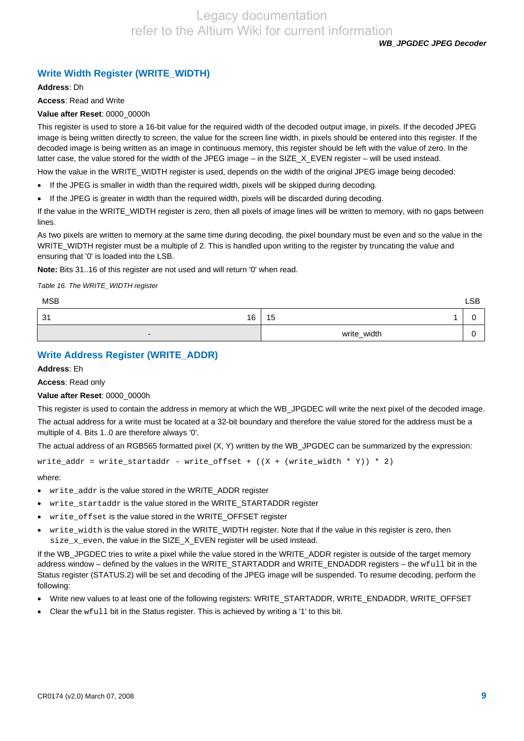## Write Width Register (WRITE_WIDTH)

**Address**: Dh

**Access**: Read and Write

**Value after Reset**: 0000_0000h

This register is used to store a 16-bit value for the required width of the decoded output image, in pixels. If the decoded JPEG image is being written directly to screen, the value for the screen line width, in pixels should be entered into this register. If the decoded image is being written as an image in continuous memory, this register should be left with the value of zero. In the latter case, the value stored for the width of the JPEG image – in the SIZE_X_EVEN register – will be used instead.

How the value in the WRITE_WIDTH register is used, depends on the width of the original JPEG image being decoded:

- If the JPEG is smaller in width than the required width, pixels will be skipped during decoding.
- If the JPEG is greater in width than the required width, pixels will be discarded during decoding.

If the value in the WRITE_WIDTH register is zero, then all pixels of image lines will be written to memory, with no gaps between lines.

As two pixels are written to memory at the same time during decoding, the pixel boundary must be even and so the value in the WRITE_WIDTH register must be a multiple of 2. This is handled upon writing to the register by truncating the value and ensuring that '0' is loaded into the LSB.

**Note:** Bits 31..16 of this register are not used and will return '0' when read.

*Table 16. The WRITE_WIDTH register*

| MSB 31 ... 16 | 15 ... 1 | LSB 0 |
|---|---|---|
| - | write_width | 0 |

## Write Address Register (WRITE_ADDR)

**Address**: Eh

**Access**: Read only

**Value after Reset**: 0000_0000h

This register is used to contain the address in memory at which the WB_JPGDEC will write the next pixel of the decoded image. The actual address for a write must be located at a 32-bit boundary and therefore the value stored for the address must be a multiple of 4. Bits 1..0 are therefore always '0'.

The actual address of an RGB565 formatted pixel (X, Y) written by the WB_JPGDEC can be summarized by the expression:

```
write_addr = write_startaddr - write_offset + ((X + (write_width * Y)) * 2)
```

where:

- `write_addr` is the value stored in the WRITE_ADDR register
- `write_startaddr` is the value stored in the WRITE_STARTADDR register
- `write_offset` is the value stored in the WRITE_OFFSET register
- `write_width` is the value stored in the WRITE_WIDTH register. Note that if the value in this register is zero, then `size_x_even`, the value in the SIZE_X_EVEN register will be used instead.

If the WB_JPGDEC tries to write a pixel while the value stored in the WRITE_ADDR register is outside of the target memory address window – defined by the values in the WRITE_STARTADDR and WRITE_ENDADDR registers – the `wfull` bit in the Status register (STATUS.2) will be set and decoding of the JPEG image will be suspended. To resume decoding, perform the following:

- Write new values to at least one of the following registers: WRITE_STARTADDR, WRITE_ENDADDR, WRITE_OFFSET
- Clear the `wfull` bit in the Status register. This is achieved by writing a '1' to this bit.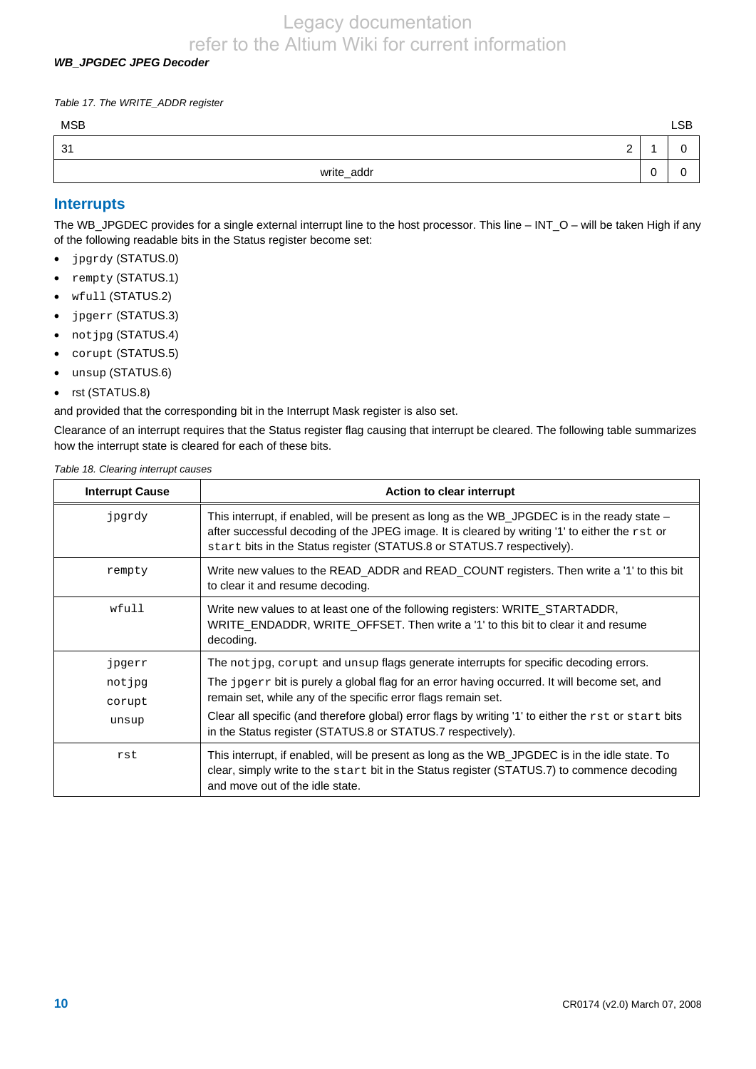*Table 17. The WRITE_ADDR register*

| MSB | | | LSB |
|---|---|---|---|
| 31 | 2 | 1 | 0 |
| write_addr | | 0 | 0 |

## Interrupts

The WB_JPGDEC provides for a single external interrupt line to the host processor. This line – INT_O – will be taken High if any of the following readable bits in the Status register become set:

- `jpgrdy` (STATUS.0)
- `rempty` (STATUS.1)
- `wfull` (STATUS.2)
- `jpgerr` (STATUS.3)
- `notjpg` (STATUS.4)
- `corupt` (STATUS.5)
- `unsup` (STATUS.6)
- rst (STATUS.8)

and provided that the corresponding bit in the Interrupt Mask register is also set.

Clearance of an interrupt requires that the Status register flag causing that interrupt be cleared. The following table summarizes how the interrupt state is cleared for each of these bits.

*Table 18. Clearing interrupt causes*

| Interrupt Cause | Action to clear interrupt |
|---|---|
| `jpgrdy` | This interrupt, if enabled, will be present as long as the WB_JPGDEC is in the ready state – after successful decoding of the JPEG image. It is cleared by writing '1' to either the `rst` or `start` bits in the Status register (STATUS.8 or STATUS.7 respectively). |
| `rempty` | Write new values to the READ_ADDR and READ_COUNT registers. Then write a '1' to this bit to clear it and resume decoding. |
| `wfull` | Write new values to at least one of the following registers: WRITE_STARTADDR, WRITE_ENDADDR, WRITE_OFFSET. Then write a '1' to this bit to clear it and resume decoding. |
| `jpgerr` `notjpg` `corupt` `unsup` | The `notjpg`, `corupt` and `unsup` flags generate interrupts for specific decoding errors. The `jpgerr` bit is purely a global flag for an error having occurred. It will become set, and remain set, while any of the specific error flags remain set. Clear all specific (and therefore global) error flags by writing '1' to either the `rst` or `start` bits in the Status register (STATUS.8 or STATUS.7 respectively). |
| `rst` | This interrupt, if enabled, will be present as long as the WB_JPGDEC is in the idle state. To clear, simply write to the `start` bit in the Status register (STATUS.7) to commence decoding and move out of the idle state. |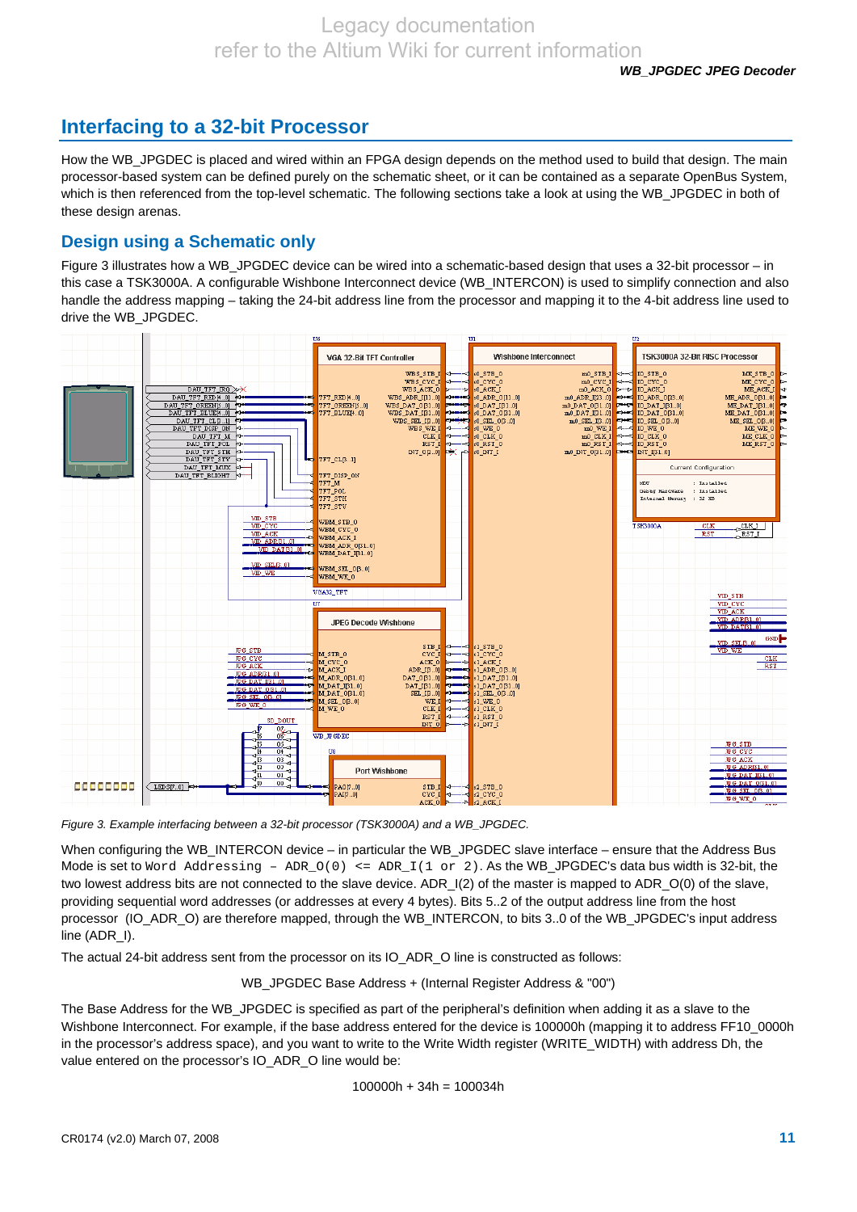## Interfacing to a 32-bit Processor

How the WB_JPGDEC is placed and wired within an FPGA design depends on the method used to build that design. The main processor-based system can be defined purely on the schematic sheet, or it can be contained as a separate OpenBus System, which is then referenced from the top-level schematic. The following sections take a look at using the WB_JPGDEC in both of these design arenas.

### Design using a Schematic only

Figure 3 illustrates how a WB_JPGDEC device can be wired into a schematic-based design that uses a 32-bit processor – in this case a TSK3000A. A configurable Wishbone Interconnect device (WB_INTERCON) is used to simplify connection and also handle the address mapping – taking the 24-bit address line from the processor and mapping it to the 4-bit address line used to drive the WB_JPGDEC.

*Figure 3. Example interfacing between a 32-bit processor (TSK3000A) and a WB_JPGDEC.*

When configuring the WB_INTERCON device – in particular the WB_JPGDEC slave interface – ensure that the Address Bus Mode is set to `Word Addressing - ADR_O(0) <= ADR_I(1 or 2)`. As the WB_JPGDEC's data bus width is 32-bit, the two lowest address bits are not connected to the slave device. ADR_I(2) of the master is mapped to ADR_O(0) of the slave, providing sequential word addresses (or addresses at every 4 bytes). Bits 5..2 of the output address line from the host processor (IO_ADR_O) are therefore mapped, through the WB_INTERCON, to bits 3..0 of the WB_JPGDEC's input address line (ADR_I).

The actual 24-bit address sent from the processor on its IO_ADR_O line is constructed as follows:

WB_JPGDEC Base Address + (Internal Register Address & "00")

The Base Address for the WB_JPGDEC is specified as part of the peripheral's definition when adding it as a slave to the Wishbone Interconnect. For example, if the base address entered for the device is 100000h (mapping it to address FF10_0000h in the processor's address space), and you want to write to the Write Width register (WRITE_WIDTH) with address Dh, the value entered on the processor's IO_ADR_O line would be:

100000h + 34h = 100034h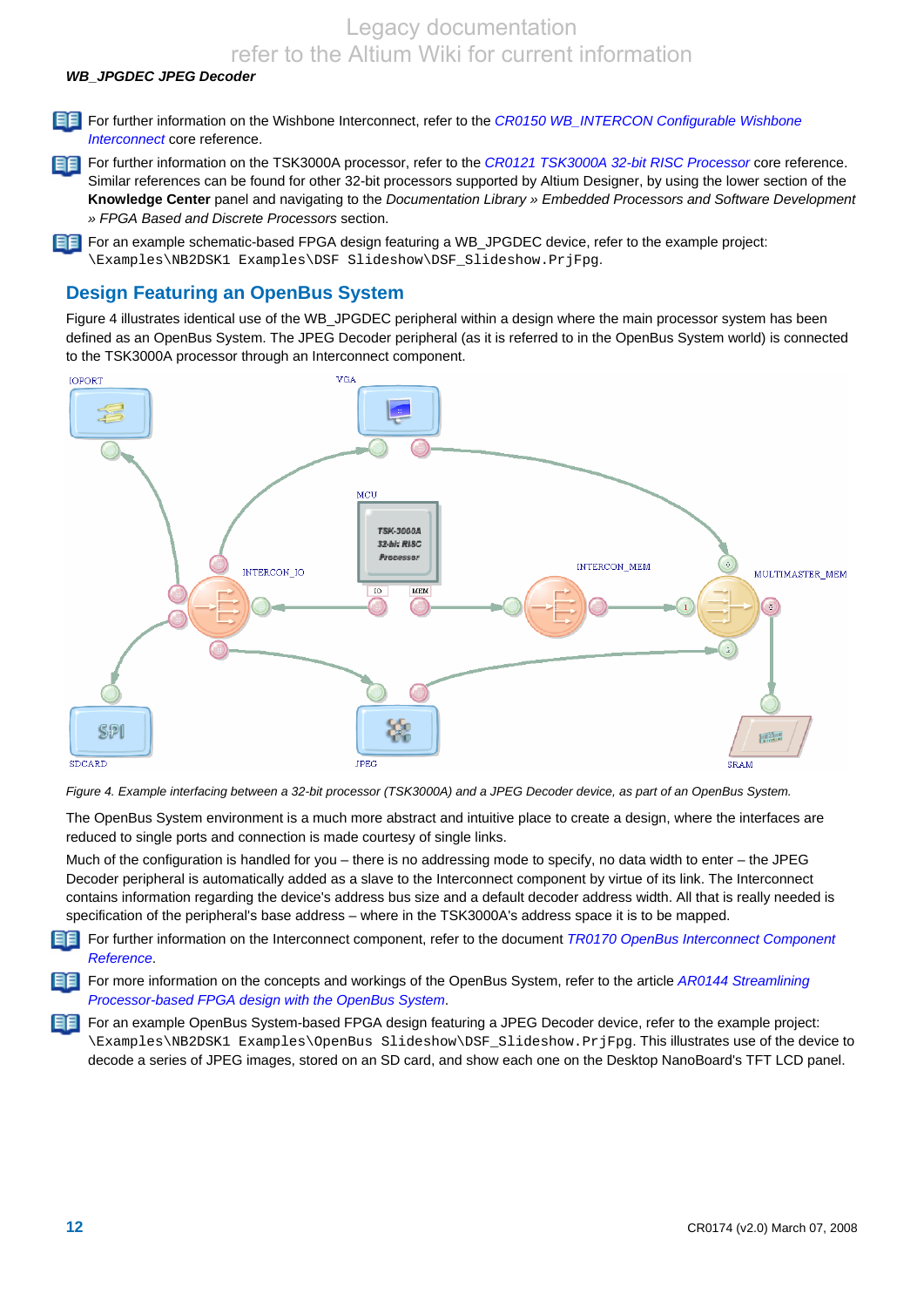For further information on the Wishbone Interconnect, refer to the *CR0150 WB_INTERCON Configurable Wishbone Interconnect* core reference.

For further information on the TSK3000A processor, refer to the *CR0121 TSK3000A 32-bit RISC Processor* core reference. Similar references can be found for other 32-bit processors supported by Altium Designer, by using the lower section of the **Knowledge Center** panel and navigating to the *Documentation Library » Embedded Processors and Software Development » FPGA Based and Discrete Processors* section.

For an example schematic-based FPGA design featuring a WB_JPGDEC device, refer to the example project: `\Examples\NB2DSK1 Examples\DSF Slideshow\DSF_Slideshow.PrjFpg`.

## Design Featuring an OpenBus System

Figure 4 illustrates identical use of the WB_JPGDEC peripheral within a design where the main processor system has been defined as an OpenBus System. The JPEG Decoder peripheral (as it is referred to in the OpenBus System world) is connected to the TSK3000A processor through an Interconnect component.

*Figure 4. Example interfacing between a 32-bit processor (TSK3000A) and a JPEG Decoder device, as part of an OpenBus System.*

The OpenBus System environment is a much more abstract and intuitive place to create a design, where the interfaces are reduced to single ports and connection is made courtesy of single links.

Much of the configuration is handled for you – there is no addressing mode to specify, no data width to enter – the JPEG Decoder peripheral is automatically added as a slave to the Interconnect component by virtue of its link. The Interconnect contains information regarding the device's address bus size and a default decoder address width. All that is really needed is specification of the peripheral's base address – where in the TSK3000A's address space it is to be mapped.

For further information on the Interconnect component, refer to the document *TR0170 OpenBus Interconnect Component Reference*.

For more information on the concepts and workings of the OpenBus System, refer to the article *AR0144 Streamlining Processor-based FPGA design with the OpenBus System*.

For an example OpenBus System-based FPGA design featuring a JPEG Decoder device, refer to the example project: `\Examples\NB2DSK1 Examples\OpenBus Slideshow\DSF_Slideshow.PrjFpg`. This illustrates use of the device to decode a series of JPEG images, stored on an SD card, and show each one on the Desktop NanoBoard's TFT LCD panel.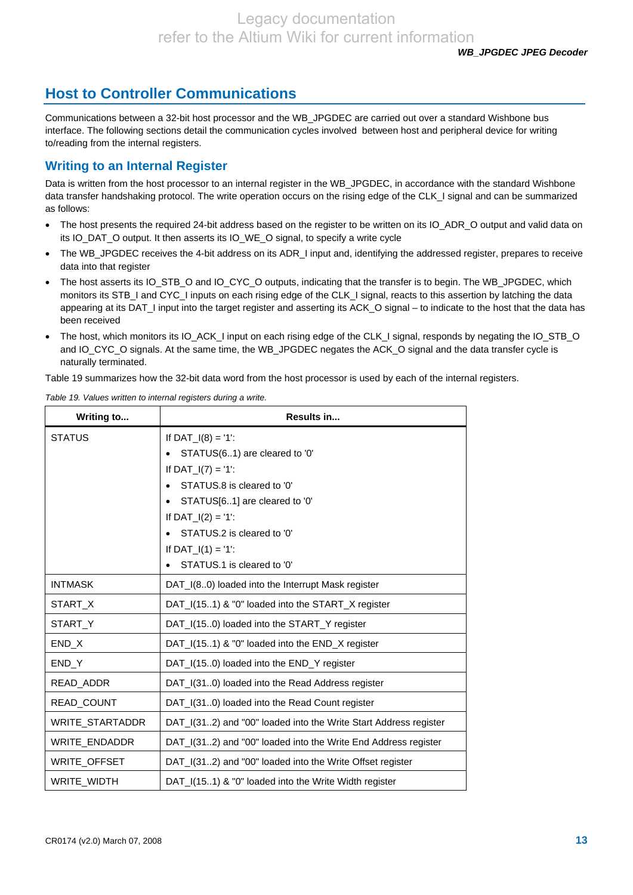## Host to Controller Communications

Communications between a 32-bit host processor and the WB_JPGDEC are carried out over a standard Wishbone bus interface. The following sections detail the communication cycles involved between host and peripheral device for writing to/reading from the internal registers.

### Writing to an Internal Register

Data is written from the host processor to an internal register in the WB_JPGDEC, in accordance with the standard Wishbone data transfer handshaking protocol. The write operation occurs on the rising edge of the CLK_I signal and can be summarized as follows:

- The host presents the required 24-bit address based on the register to be written on its IO_ADR_O output and valid data on its IO_DAT_O output. It then asserts its IO_WE_O signal, to specify a write cycle
- The WB_JPGDEC receives the 4-bit address on its ADR_I input and, identifying the addressed register, prepares to receive data into that register
- The host asserts its IO_STB_O and IO_CYC_O outputs, indicating that the transfer is to begin. The WB_JPGDEC, which monitors its STB_I and CYC_I inputs on each rising edge of the CLK_I signal, reacts to this assertion by latching the data appearing at its DAT_I input into the target register and asserting its ACK_O signal – to indicate to the host that the data has been received
- The host, which monitors its IO_ACK_I input on each rising edge of the CLK_I signal, responds by negating the IO_STB_O and IO_CYC_O signals. At the same time, the WB_JPGDEC negates the ACK_O signal and the data transfer cycle is naturally terminated.

Table 19 summarizes how the 32-bit data word from the host processor is used by each of the internal registers.

*Table 19. Values written to internal registers during a write.*

| Writing to... | Results in... |
|---|---|
| STATUS | If DAT_I(8) = '1':<br>• STATUS(6..1) are cleared to '0'<br>If DAT_I(7) = '1':<br>• STATUS.8 is cleared to '0'<br>• STATUS[6..1] are cleared to '0'<br>If DAT_I(2) = '1':<br>• STATUS.2 is cleared to '0'<br>If DAT_I(1) = '1':<br>• STATUS.1 is cleared to '0' |
| INTMASK | DAT_I(8..0) loaded into the Interrupt Mask register |
| START_X | DAT_I(15..1) & "0" loaded into the START_X register |
| START_Y | DAT_I(15..0) loaded into the START_Y register |
| END_X | DAT_I(15..1) & "0" loaded into the END_X register |
| END_Y | DAT_I(15..0) loaded into the END_Y register |
| READ_ADDR | DAT_I(31..0) loaded into the Read Address register |
| READ_COUNT | DAT_I(31..0) loaded into the Read Count register |
| WRITE_STARTADDR | DAT_I(31..2) and "00" loaded into the Write Start Address register |
| WRITE_ENDADDR | DAT_I(31..2) and "00" loaded into the Write End Address register |
| WRITE_OFFSET | DAT_I(31..2) and "00" loaded into the Write Offset register |
| WRITE_WIDTH | DAT_I(15..1) & "0" loaded into the Write Width register |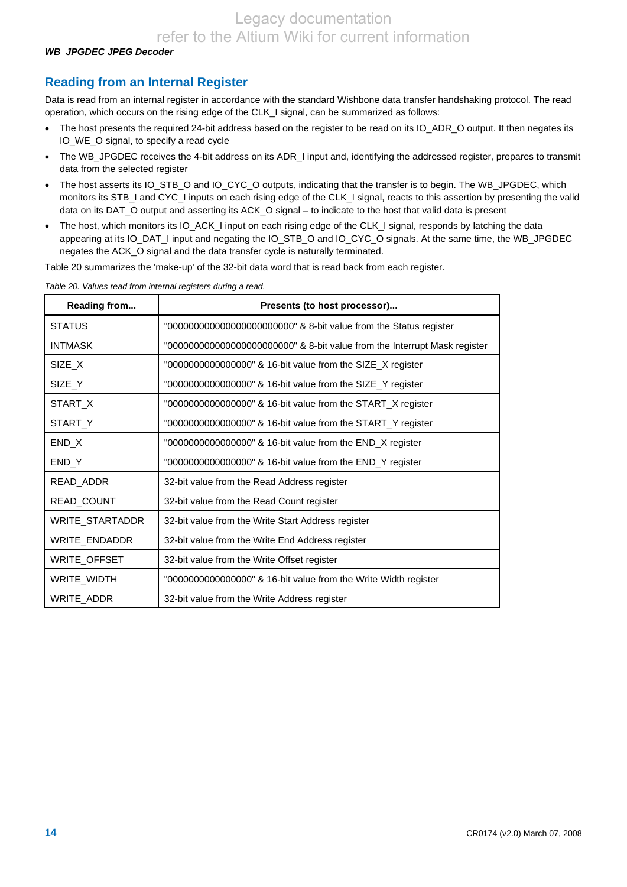## Reading from an Internal Register

Data is read from an internal register in accordance with the standard Wishbone data transfer handshaking protocol. The read operation, which occurs on the rising edge of the CLK_I signal, can be summarized as follows:

- The host presents the required 24-bit address based on the register to be read on its IO_ADR_O output. It then negates its IO_WE_O signal, to specify a read cycle
- The WB_JPGDEC receives the 4-bit address on its ADR_I input and, identifying the addressed register, prepares to transmit data from the selected register
- The host asserts its IO_STB_O and IO_CYC_O outputs, indicating that the transfer is to begin. The WB_JPGDEC, which monitors its STB_I and CYC_I inputs on each rising edge of the CLK_I signal, reacts to this assertion by presenting the valid data on its DAT_O output and asserting its ACK_O signal – to indicate to the host that valid data is present
- The host, which monitors its IO_ACK_I input on each rising edge of the CLK_I signal, responds by latching the data appearing at its IO_DAT_I input and negating the IO_STB_O and IO_CYC_O signals. At the same time, the WB_JPGDEC negates the ACK_O signal and the data transfer cycle is naturally terminated.

Table 20 summarizes the 'make-up' of the 32-bit data word that is read back from each register.

*Table 20. Values read from internal registers during a read.*

| Reading from... | Presents (to host processor)... |
|---|---|
| STATUS | "000000000000000000000000" & 8-bit value from the Status register |
| INTMASK | "000000000000000000000000" & 8-bit value from the Interrupt Mask register |
| SIZE_X | "0000000000000000" & 16-bit value from the SIZE_X register |
| SIZE_Y | "0000000000000000" & 16-bit value from the SIZE_Y register |
| START_X | "0000000000000000" & 16-bit value from the START_X register |
| START_Y | "0000000000000000" & 16-bit value from the START_Y register |
| END_X | "0000000000000000" & 16-bit value from the END_X register |
| END_Y | "0000000000000000" & 16-bit value from the END_Y register |
| READ_ADDR | 32-bit value from the Read Address register |
| READ_COUNT | 32-bit value from the Read Count register |
| WRITE_STARTADDR | 32-bit value from the Write Start Address register |
| WRITE_ENDADDR | 32-bit value from the Write End Address register |
| WRITE_OFFSET | 32-bit value from the Write Offset register |
| WRITE_WIDTH | "0000000000000000" & 16-bit value from the Write Width register |
| WRITE_ADDR | 32-bit value from the Write Address register |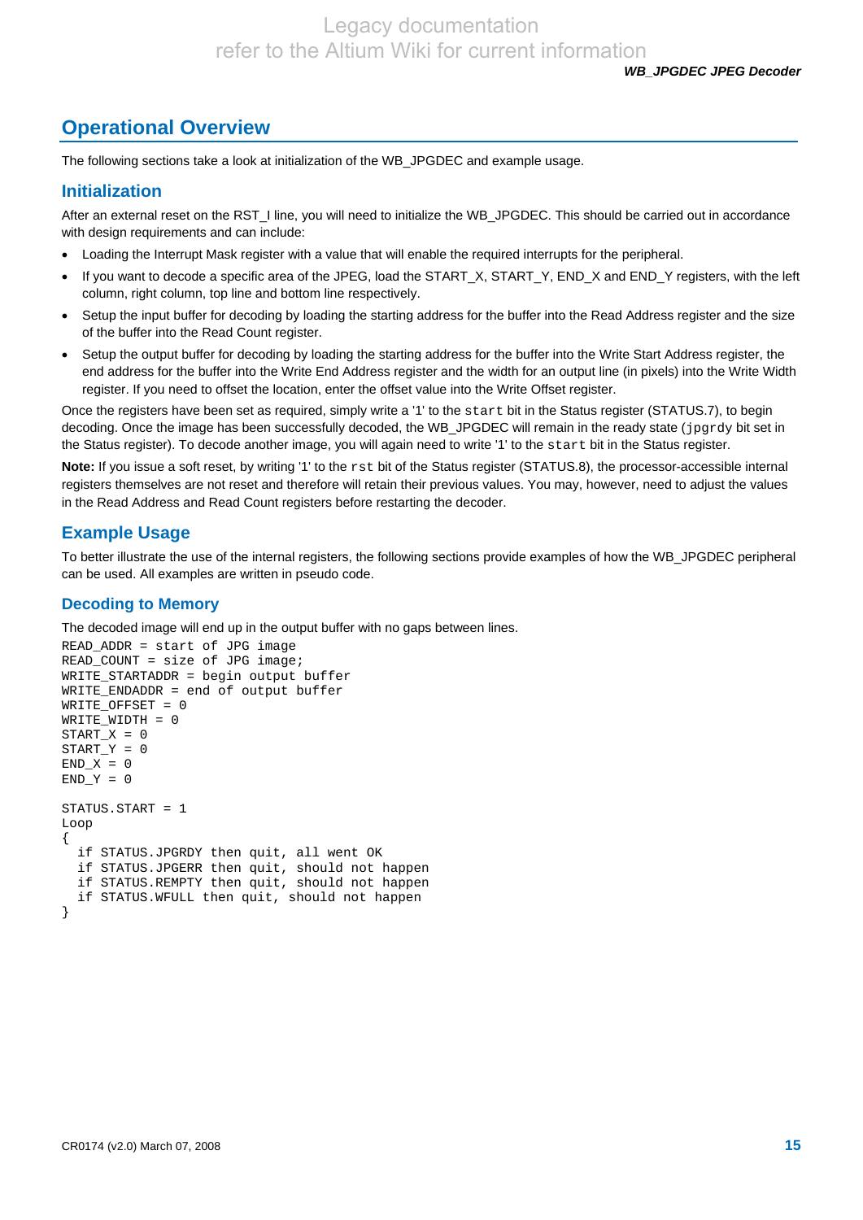## Operational Overview

The following sections take a look at initialization of the WB_JPGDEC and example usage.

### Initialization

After an external reset on the RST_I line, you will need to initialize the WB_JPGDEC. This should be carried out in accordance with design requirements and can include:

- Loading the Interrupt Mask register with a value that will enable the required interrupts for the peripheral.
- If you want to decode a specific area of the JPEG, load the START_X, START_Y, END_X and END_Y registers, with the left column, right column, top line and bottom line respectively.
- Setup the input buffer for decoding by loading the starting address for the buffer into the Read Address register and the size of the buffer into the Read Count register.
- Setup the output buffer for decoding by loading the starting address for the buffer into the Write Start Address register, the end address for the buffer into the Write End Address register and the width for an output line (in pixels) into the Write Width register. If you need to offset the location, enter the offset value into the Write Offset register.

Once the registers have been set as required, simply write a '1' to the `start` bit in the Status register (STATUS.7), to begin decoding. Once the image has been successfully decoded, the WB_JPGDEC will remain in the ready state (`jpgrdy` bit set in the Status register). To decode another image, you will again need to write '1' to the `start` bit in the Status register.

**Note:** If you issue a soft reset, by writing '1' to the `rst` bit of the Status register (STATUS.8), the processor-accessible internal registers themselves are not reset and therefore will retain their previous values. You may, however, need to adjust the values in the Read Address and Read Count registers before restarting the decoder.

### Example Usage

To better illustrate the use of the internal registers, the following sections provide examples of how the WB_JPGDEC peripheral can be used. All examples are written in pseudo code.

#### Decoding to Memory

The decoded image will end up in the output buffer with no gaps between lines.

```
READ_ADDR = start of JPG image
READ_COUNT = size of JPG image;
WRITE_STARTADDR = begin output buffer
WRITE_ENDADDR = end of output buffer
WRITE_OFFSET = 0
WRITE_WIDTH = 0
START_X = 0
START_Y = 0
END_X = 0
END_Y = 0

STATUS.START = 1
Loop
{
  if STATUS.JPGRDY then quit, all went OK
  if STATUS.JPGERR then quit, should not happen
  if STATUS.REMPTY then quit, should not happen
  if STATUS.WFULL then quit, should not happen
}
```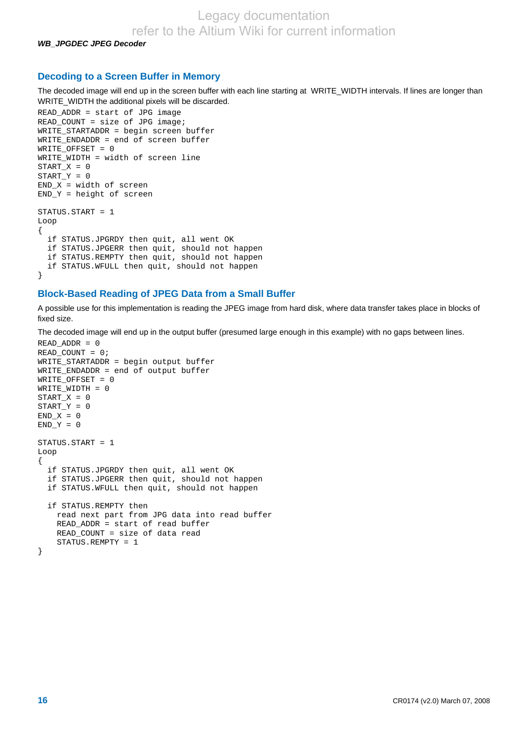## Decoding to a Screen Buffer in Memory

The decoded image will end up in the screen buffer with each line starting at WRITE_WIDTH intervals. If lines are longer than WRITE_WIDTH the additional pixels will be discarded.

```
READ_ADDR = start of JPG image
READ_COUNT = size of JPG image;
WRITE_STARTADDR = begin screen buffer
WRITE_ENDADDR = end of screen buffer
WRITE_OFFSET = 0
WRITE_WIDTH = width of screen line
START_X = 0
START_Y = 0
END_X = width of screen
END_Y = height of screen

STATUS.START = 1
Loop
{
  if STATUS.JPGRDY then quit, all went OK
  if STATUS.JPGERR then quit, should not happen
  if STATUS.REMPTY then quit, should not happen
  if STATUS.WFULL then quit, should not happen
}
```

## Block-Based Reading of JPEG Data from a Small Buffer

A possible use for this implementation is reading the JPEG image from hard disk, where data transfer takes place in blocks of fixed size.

The decoded image will end up in the output buffer (presumed large enough in this example) with no gaps between lines.

```
READ_ADDR = 0
READ_COUNT = 0;
WRITE_STARTADDR = begin output buffer
WRITE_ENDADDR = end of output buffer
WRITE_OFFSET = 0
WRITE_WIDTH = 0
START_X = 0
START_Y = 0
END_X = 0
END_Y = 0

STATUS.START = 1
Loop
{
  if STATUS.JPGRDY then quit, all went OK
  if STATUS.JPGERR then quit, should not happen
  if STATUS.WFULL then quit, should not happen

  if STATUS.REMPTY then
    read next part from JPG data into read buffer
    READ_ADDR = start of read buffer
    READ_COUNT = size of data read
    STATUS.REMPTY = 1
}
```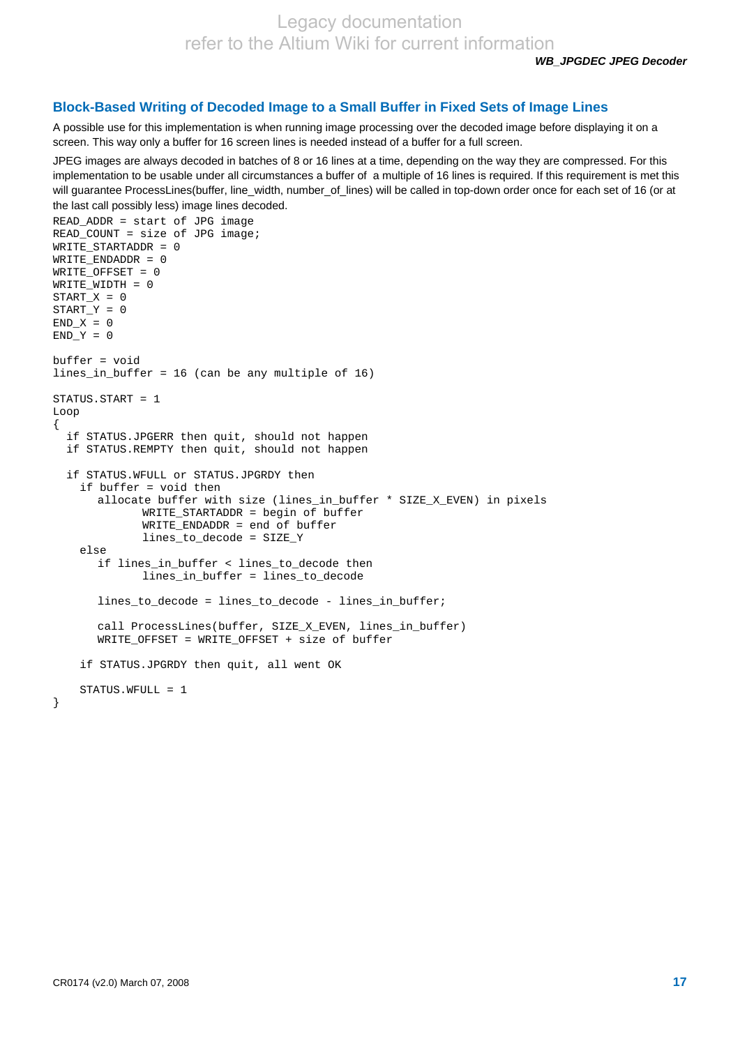## Block-Based Writing of Decoded Image to a Small Buffer in Fixed Sets of Image Lines

A possible use for this implementation is when running image processing over the decoded image before displaying it on a screen. This way only a buffer for 16 screen lines is needed instead of a buffer for a full screen.

JPEG images are always decoded in batches of 8 or 16 lines at a time, depending on the way they are compressed. For this implementation to be usable under all circumstances a buffer of a multiple of 16 lines is required. If this requirement is met this will guarantee ProcessLines(buffer, line_width, number_of_lines) will be called in top-down order once for each set of 16 (or at the last call possibly less) image lines decoded.

```
READ_ADDR = start of JPG image
READ_COUNT = size of JPG image;
WRITE_STARTADDR = 0
WRITE_ENDADDR = 0
WRITE_OFFSET = 0
WRITE_WIDTH = 0
START_X = 0
START_Y = 0
END_X = 0
END_Y = 0

buffer = void
lines_in_buffer = 16 (can be any multiple of 16)

STATUS.START = 1
Loop
{
  if STATUS.JPGERR then quit, should not happen
  if STATUS.REMPTY then quit, should not happen

  if STATUS.WFULL or STATUS.JPGRDY then
    if buffer = void then
       allocate buffer with size (lines_in_buffer * SIZE_X_EVEN) in pixels
              WRITE_STARTADDR = begin of buffer
              WRITE_ENDADDR = end of buffer
              lines_to_decode = SIZE_Y
    else
       if lines_in_buffer < lines_to_decode then
              lines_in_buffer = lines_to_decode

       lines_to_decode = lines_to_decode - lines_in_buffer;

       call ProcessLines(buffer, SIZE_X_EVEN, lines_in_buffer)
       WRITE_OFFSET = WRITE_OFFSET + size of buffer

    if STATUS.JPGRDY then quit, all went OK

    STATUS.WFULL = 1
}
```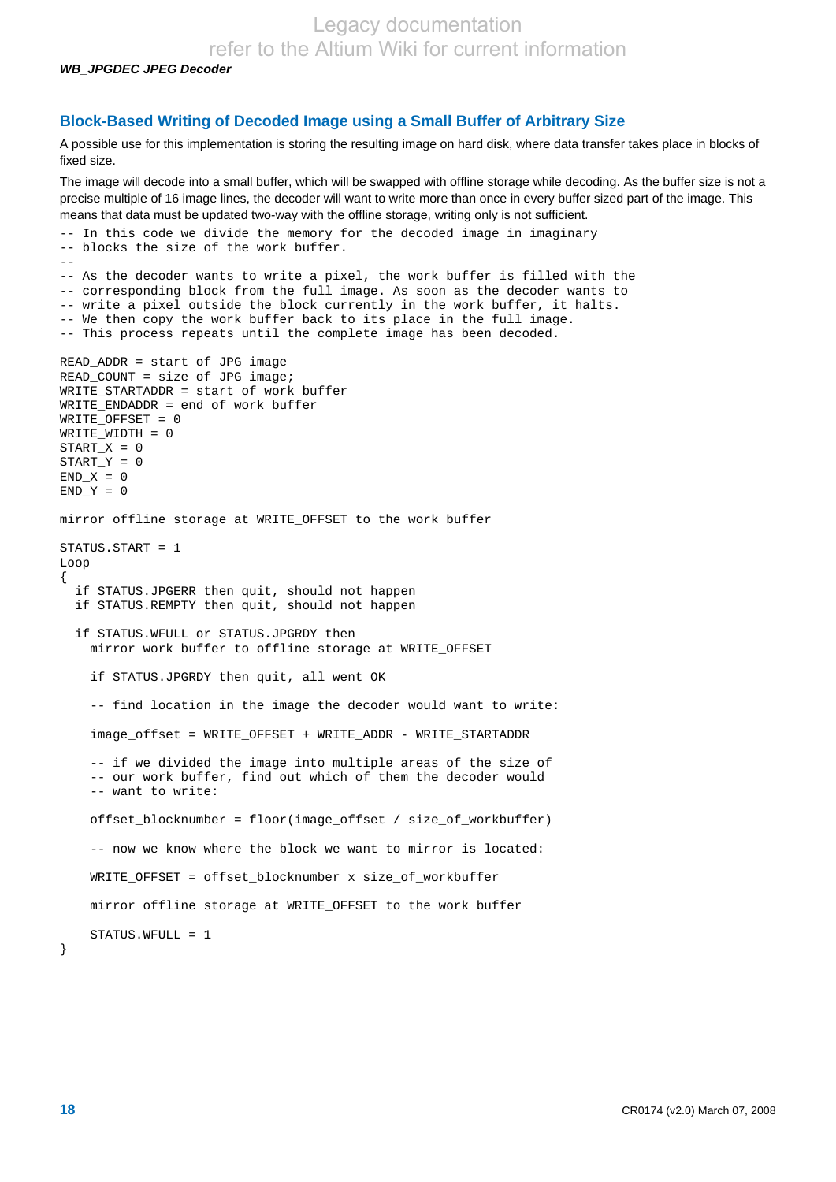## Block-Based Writing of Decoded Image using a Small Buffer of Arbitrary Size

A possible use for this implementation is storing the resulting image on hard disk, where data transfer takes place in blocks of fixed size.

The image will decode into a small buffer, which will be swapped with offline storage while decoding. As the buffer size is not a precise multiple of 16 image lines, the decoder will want to write more than once in every buffer sized part of the image. This means that data must be updated two-way with the offline storage, writing only is not sufficient.

```
-- In this code we divide the memory for the decoded image in imaginary
-- blocks the size of the work buffer.
--
-- As the decoder wants to write a pixel, the work buffer is filled with the
-- corresponding block from the full image. As soon as the decoder wants to
-- write a pixel outside the block currently in the work buffer, it halts.
-- We then copy the work buffer back to its place in the full image.
-- This process repeats until the complete image has been decoded.

READ_ADDR = start of JPG image
READ_COUNT = size of JPG image;
WRITE_STARTADDR = start of work buffer
WRITE_ENDADDR = end of work buffer
WRITE_OFFSET = 0
WRITE_WIDTH = 0
START_X = 0
START_Y = 0
END_X = 0
END_Y = 0

mirror offline storage at WRITE_OFFSET to the work buffer

STATUS.START = 1
Loop
{
  if STATUS.JPGERR then quit, should not happen
  if STATUS.REMPTY then quit, should not happen

  if STATUS.WFULL or STATUS.JPGRDY then
    mirror work buffer to offline storage at WRITE_OFFSET

    if STATUS.JPGRDY then quit, all went OK

    -- find location in the image the decoder would want to write:

    image_offset = WRITE_OFFSET + WRITE_ADDR - WRITE_STARTADDR

    -- if we divided the image into multiple areas of the size of
    -- our work buffer, find out which of them the decoder would
    -- want to write:

    offset_blocknumber = floor(image_offset / size_of_workbuffer)

    -- now we know where the block we want to mirror is located:

    WRITE_OFFSET = offset_blocknumber x size_of_workbuffer

    mirror offline storage at WRITE_OFFSET to the work buffer

    STATUS.WFULL = 1
}
```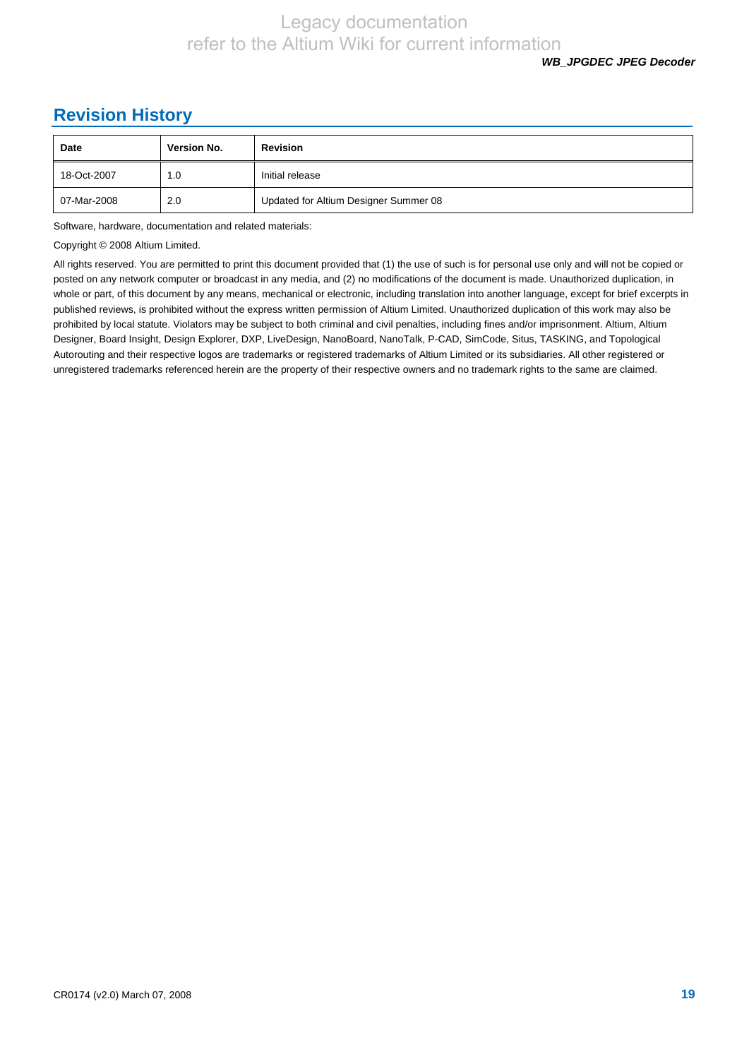## Revision History

| Date | Version No. | Revision |
| --- | --- | --- |
| 18-Oct-2007 | 1.0 | Initial release |
| 07-Mar-2008 | 2.0 | Updated for Altium Designer Summer 08 |

Software, hardware, documentation and related materials:

Copyright © 2008 Altium Limited.

All rights reserved. You are permitted to print this document provided that (1) the use of such is for personal use only and will not be copied or posted on any network computer or broadcast in any media, and (2) no modifications of the document is made. Unauthorized duplication, in whole or part, of this document by any means, mechanical or electronic, including translation into another language, except for brief excerpts in published reviews, is prohibited without the express written permission of Altium Limited. Unauthorized duplication of this work may also be prohibited by local statute. Violators may be subject to both criminal and civil penalties, including fines and/or imprisonment. Altium, Altium Designer, Board Insight, Design Explorer, DXP, LiveDesign, NanoBoard, NanoTalk, P-CAD, SimCode, Situs, TASKING, and Topological Autorouting and their respective logos are trademarks or registered trademarks of Altium Limited or its subsidiaries. All other registered or unregistered trademarks referenced herein are the property of their respective owners and no trademark rights to the same are claimed.